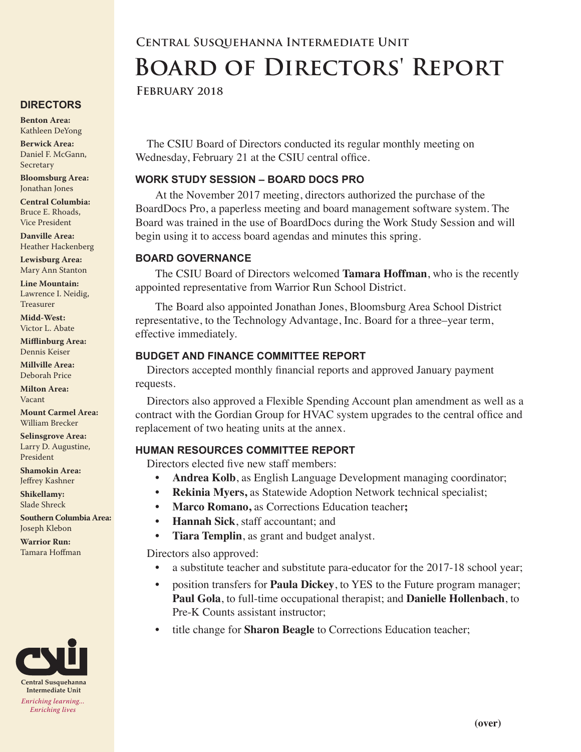# Central Susquehanna Intermediate Unit

# Board of Directors' Report

**February 2018**

## DIRECTORS

**Benton Area:** Kathleen DeYong

**Berwick Area:** Daniel F. McGann, Secretary

**Bloomsburg Area:** Jonathan Jones

**Central Columbia:** Bruce E. Rhoads, Vice President

**Danville Area:** Heather Hackenberg

**Lewisburg Area:** Mary Ann Stanton

**Line Mountain:** Lawrence I. Neidig, Treasurer

**Midd-West:** Victor L. Abate

**Mifflinburg Area:** Dennis Keiser

**Millville Area:** Deborah Price

**Milton Area:** Vacant

**Mount Carmel Area:** William Brecker

**Selinsgrove Area:** Larry D. Augustine, President

**Shamokin Area:** Jeffrey Kashner

**Shikellamy:** Slade Shreck

**Southern Columbia Area:** Joseph Klebon

**Warrior Run:** Tamara Hoffman

Central Susquehanna Intermediate Unit

*Enriching learning... Enriching lives*

The CSIU Board of Directors conducted its regular monthly meeting on Wednesday, February 21 at the CSIU central office.

### WORK STUDY SESSION – BOARD DOCS PRO

At the November 2017 meeting, directors authorized the purchase of the BoardDocs Pro, a paperless meeting and board management software system. The Board was trained in the use of BoardDocs during the Work Study Session and will begin using it to access board agendas and minutes this spring.

### BOARD GOVERNANCE

The CSIU Board of Directors welcomed **Tamara Hoffman**, who is the recently appointed representative from Warrior Run School District.

The Board also appointed Jonathan Jones, Bloomsburg Area School District representative, to the Technology Advantage, Inc. Board for a three–year term, effective immediately.

### BUDGET AND FINANCE COMMITTEE REPORT

Directors accepted monthly financial reports and approved January payment requests.

Directors also approved a Flexible Spending Account plan amendment as well as a contract with the Gordian Group for HVAC system upgrades to the central office and replacement of two heating units at the annex.

### HUMAN RESOURCES COMMITTEE REPORT

Directors elected five new staff members:

- **Andrea Kolb**, as English Language Development managing coordinator;
- **Rekinia Myers,** as Statewide Adoption Network technical specialist;
- **Marco Romano,** as Corrections Education teacher**;**
- **Hannah Sick**, staff accountant; and
- **Tiara Templin**, as grant and budget analyst.

Directors also approved:

- a substitute teacher and substitute para-educator for the 2017-18 school year;
- position transfers for **Paula Dickey**, to YES to the Future program manager; **Paul Gola**, to full-time occupational therapist; and **Danielle Hollenbach**, to Pre-K Counts assistant instructor;
- title change for **Sharon Beagle** to Corrections Education teacher;

**(over)**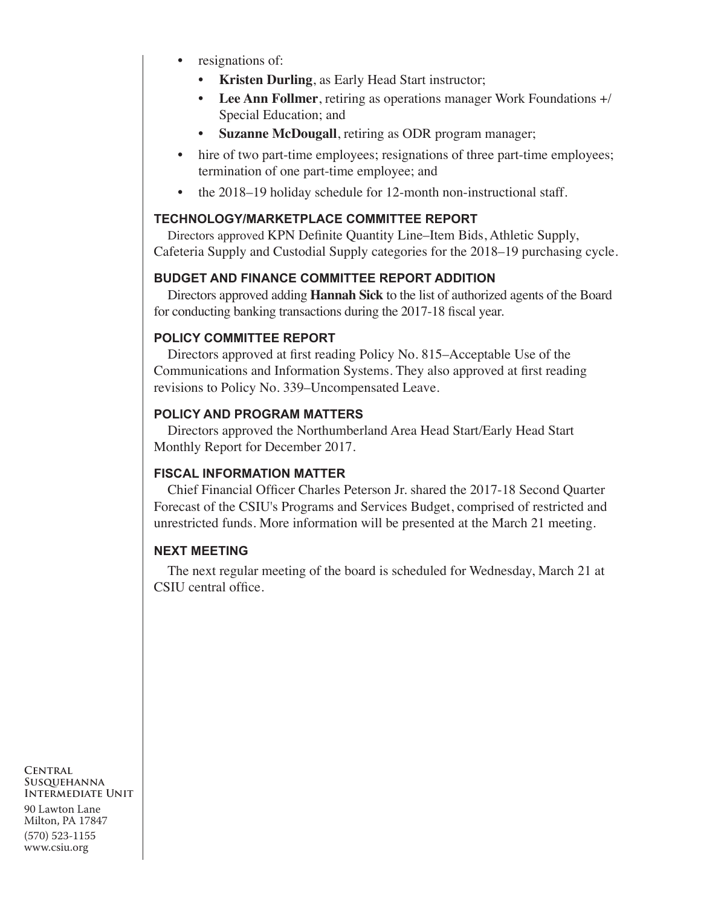- resignations of:
  - **Kristen Durling**, as Early Head Start instructor;
  - **Lee Ann Follmer**, retiring as operations manager Work Foundations +/ Special Education; and
  - **Suzanne McDougall**, retiring as ODR program manager;
- hire of two part-time employees; resignations of three part-time employees; termination of one part-time employee; and
- the 2018–19 holiday schedule for 12-month non-instructional staff.

### TECHNOLOGY/MARKETPLACE COMMITTEE REPORT

Directors approved KPN Definite Quantity Line–Item Bids, Athletic Supply, Cafeteria Supply and Custodial Supply categories for the 2018–19 purchasing cycle.

### BUDGET AND FINANCE COMMITTEE REPORT ADDITION

Directors approved adding **Hannah Sick** to the list of authorized agents of the Board for conducting banking transactions during the 2017-18 fiscal year.

### POLICY COMMITTEE REPORT

Directors approved at first reading Policy No. 815–Acceptable Use of the Communications and Information Systems. They also approved at first reading revisions to Policy No. 339–Uncompensated Leave.

### POLICY AND PROGRAM MATTERS

Directors approved the Northumberland Area Head Start/Early Head Start Monthly Report for December 2017.

### FISCAL INFORMATION MATTER

Chief Financial Officer Charles Peterson Jr. shared the 2017-18 Second Quarter Forecast of the CSIU's Programs and Services Budget, comprised of restricted and unrestricted funds. More information will be presented at the March 21 meeting.

### NEXT MEETING

The next regular meeting of the board is scheduled for Wednesday, March 21 at CSIU central office.

**Central Susquehanna Intermediate Unit**
90 Lawton Lane
Milton, PA 17847
(570) 523-1155
www.csiu.org